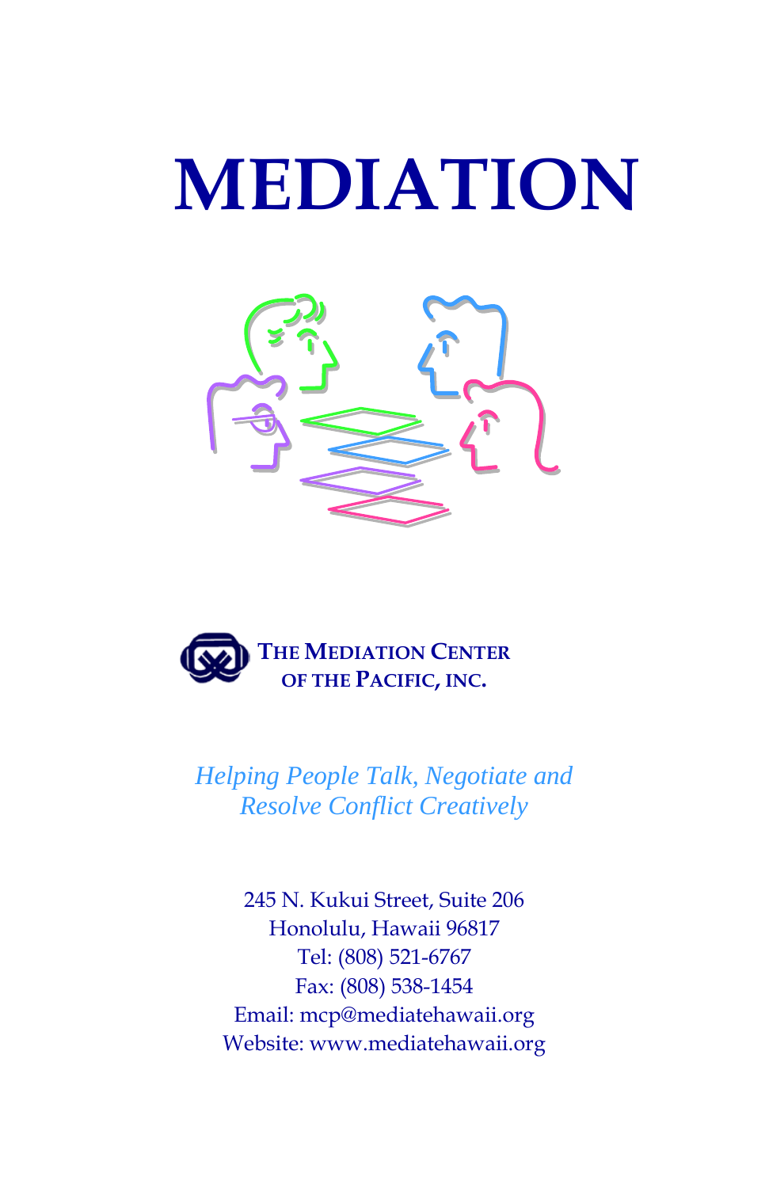# MEDIATION

**THE MEDIATION CENTER OF THE PACIFIC, INC.**

*Helping People Talk, Negotiate and Resolve Conflict Creatively*

245 N. Kukui Street, Suite 206
Honolulu, Hawaii 96817
Tel: (808) 521-6767
Fax: (808) 538-1454
Email: mcp@mediatehawaii.org
Website: www.mediatehawaii.org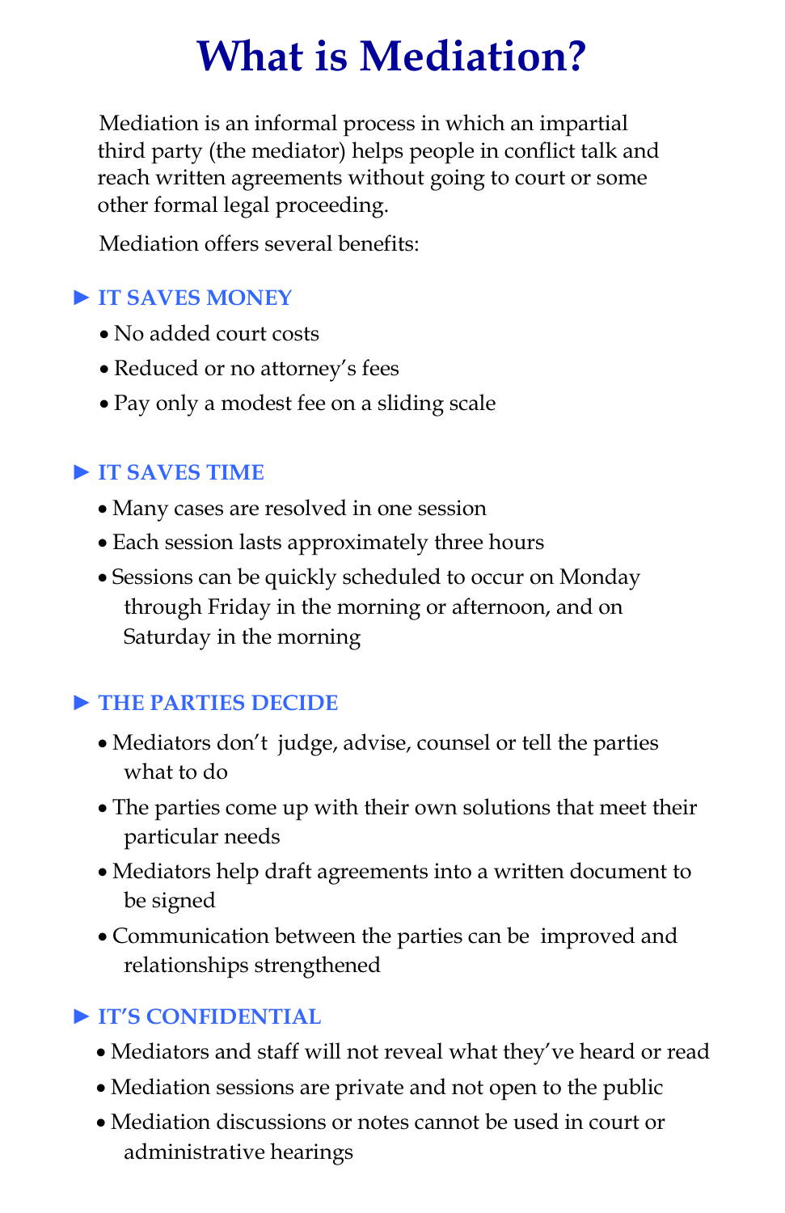# What is Mediation?

Mediation is an informal process in which an impartial third party (the mediator) helps people in conflict talk and reach written agreements without going to court or some other formal legal proceeding.

Mediation offers several benefits:

## ► IT SAVES MONEY

- No added court costs
- Reduced or no attorney's fees
- Pay only a modest fee on a sliding scale

## ► IT SAVES TIME

- Many cases are resolved in one session
- Each session lasts approximately three hours
- Sessions can be quickly scheduled to occur on Monday through Friday in the morning or afternoon, and on Saturday in the morning

## ► THE PARTIES DECIDE

- Mediators don't judge, advise, counsel or tell the parties what to do
- The parties come up with their own solutions that meet their particular needs
- Mediators help draft agreements into a written document to be signed
- Communication between the parties can be improved and relationships strengthened

## ► IT'S CONFIDENTIAL

- Mediators and staff will not reveal what they've heard or read
- Mediation sessions are private and not open to the public
- Mediation discussions or notes cannot be used in court or administrative hearings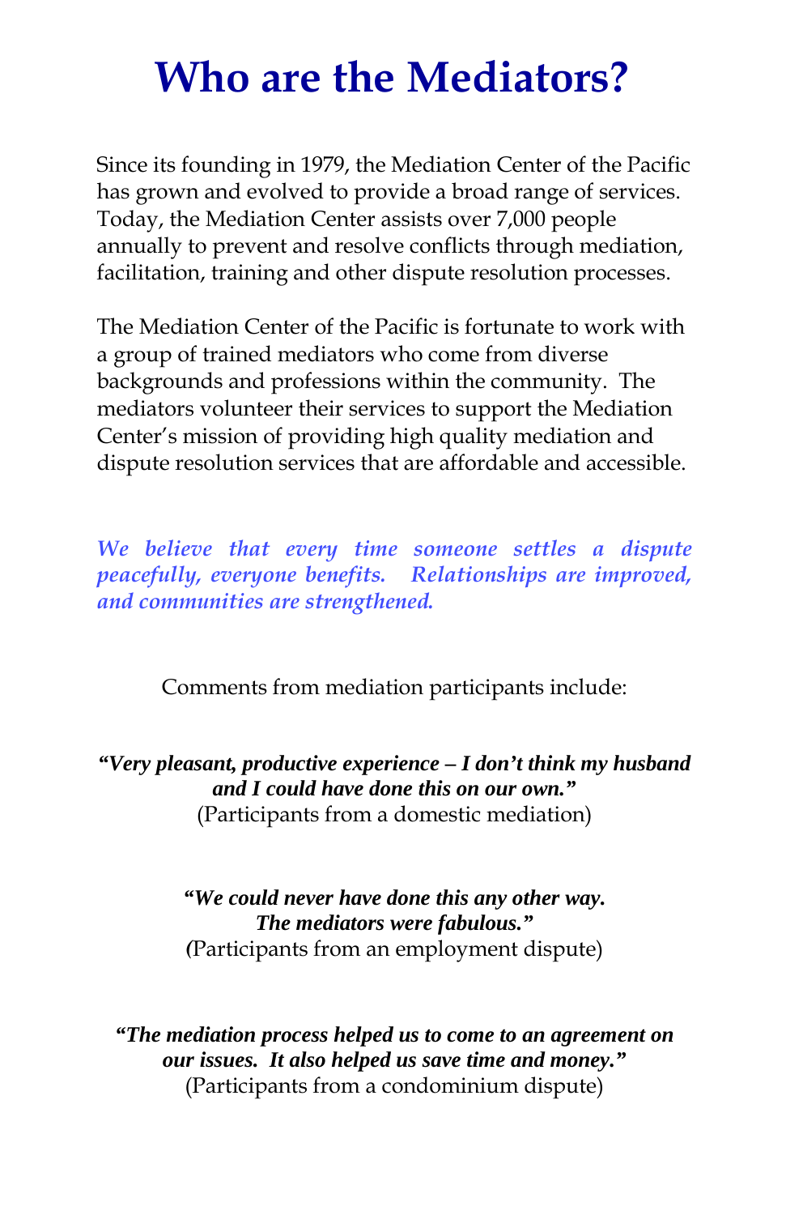# Who are the Mediators?

Since its founding in 1979, the Mediation Center of the Pacific has grown and evolved to provide a broad range of services. Today, the Mediation Center assists over 7,000 people annually to prevent and resolve conflicts through mediation, facilitation, training and other dispute resolution processes.

The Mediation Center of the Pacific is fortunate to work with a group of trained mediators who come from diverse backgrounds and professions within the community. The mediators volunteer their services to support the Mediation Center's mission of providing high quality mediation and dispute resolution services that are affordable and accessible.

***We believe that every time someone settles a dispute peacefully, everyone benefits. Relationships are improved, and communities are strengthened.***

Comments from mediation participants include:

***"Very pleasant, productive experience – I don't think my husband and I could have done this on our own."***
(Participants from a domestic mediation)

***"We could never have done this any other way. The mediators were fabulous."***
(Participants from an employment dispute)

***"The mediation process helped us to come to an agreement on our issues. It also helped us save time and money."***
(Participants from a condominium dispute)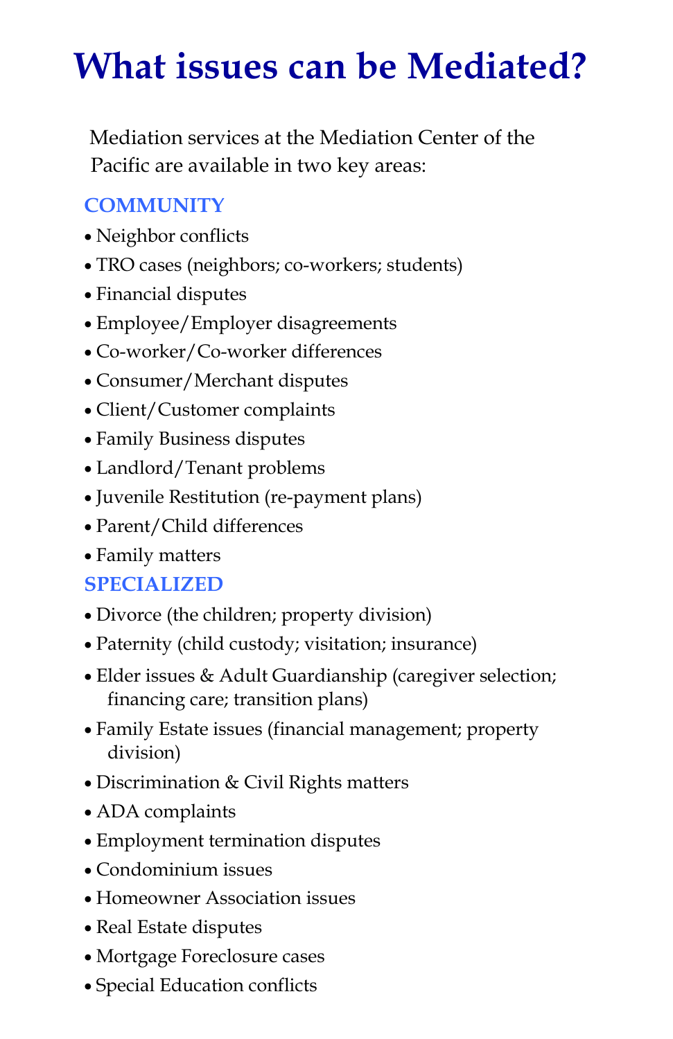# What issues can be Mediated?

Mediation services at the Mediation Center of the Pacific are available in two key areas:

## COMMUNITY

- Neighbor conflicts
- TRO cases (neighbors; co-workers; students)
- Financial disputes
- Employee/Employer disagreements
- Co-worker/Co-worker differences
- Consumer/Merchant disputes
- Client/Customer complaints
- Family Business disputes
- Landlord/Tenant problems
- Juvenile Restitution (re-payment plans)
- Parent/Child differences
- Family matters

## SPECIALIZED

- Divorce (the children; property division)
- Paternity (child custody; visitation; insurance)
- Elder issues & Adult Guardianship (caregiver selection; financing care; transition plans)
- Family Estate issues (financial management; property division)
- Discrimination & Civil Rights matters
- ADA complaints
- Employment termination disputes
- Condominium issues
- Homeowner Association issues
- Real Estate disputes
- Mortgage Foreclosure cases
- Special Education conflicts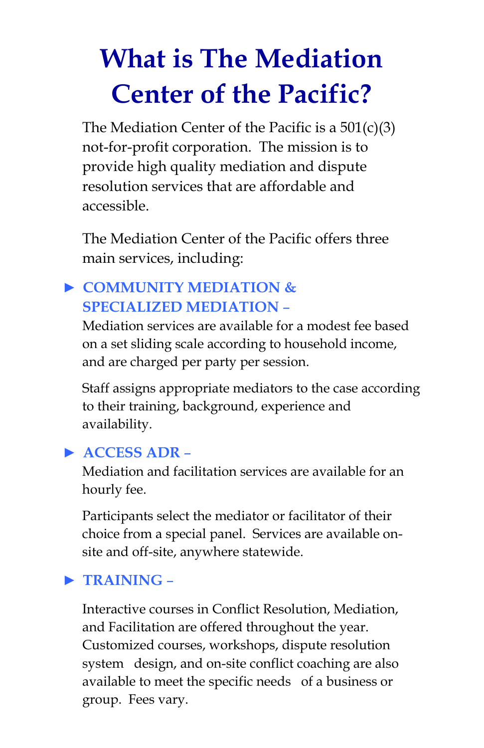# What is The Mediation Center of the Pacific?

The Mediation Center of the Pacific is a 501(c)(3) not-for-profit corporation. The mission is to provide high quality mediation and dispute resolution services that are affordable and accessible.

The Mediation Center of the Pacific offers three main services, including:

► **COMMUNITY MEDIATION & SPECIALIZED MEDIATION –**

Mediation services are available for a modest fee based on a set sliding scale according to household income, and are charged per party per session.

Staff assigns appropriate mediators to the case according to their training, background, experience and availability.

► **ACCESS ADR –**

Mediation and facilitation services are available for an hourly fee.

Participants select the mediator or facilitator of their choice from a special panel. Services are available on-site and off-site, anywhere statewide.

► **TRAINING –**

Interactive courses in Conflict Resolution, Mediation, and Facilitation are offered throughout the year. Customized courses, workshops, dispute resolution system design, and on-site conflict coaching are also available to meet the specific needs of a business or group. Fees vary.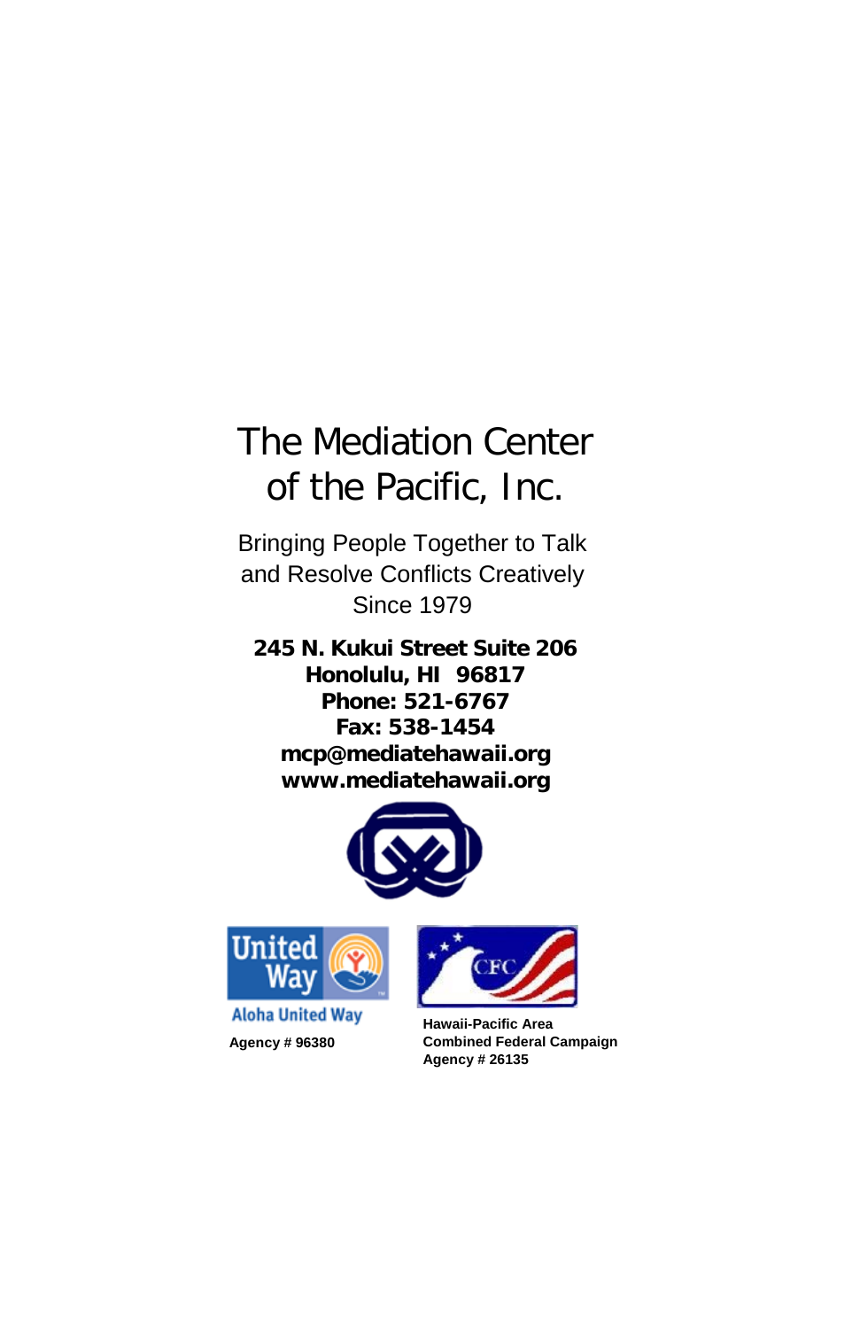# The Mediation Center of the Pacific, Inc.

Bringing People Together to Talk
and Resolve Conflicts Creatively
Since 1979

**245 N. Kukui Street Suite 206**
**Honolulu, HI 96817**
**Phone: 521-6767**
**Fax: 538-1454**
**mcp@mediatehawaii.org**
**www.mediatehawaii.org**

United Way
Aloha United Way
**Agency # 96380**

CFC
**Hawaii-Pacific Area**
**Combined Federal Campaign**
**Agency # 26135**